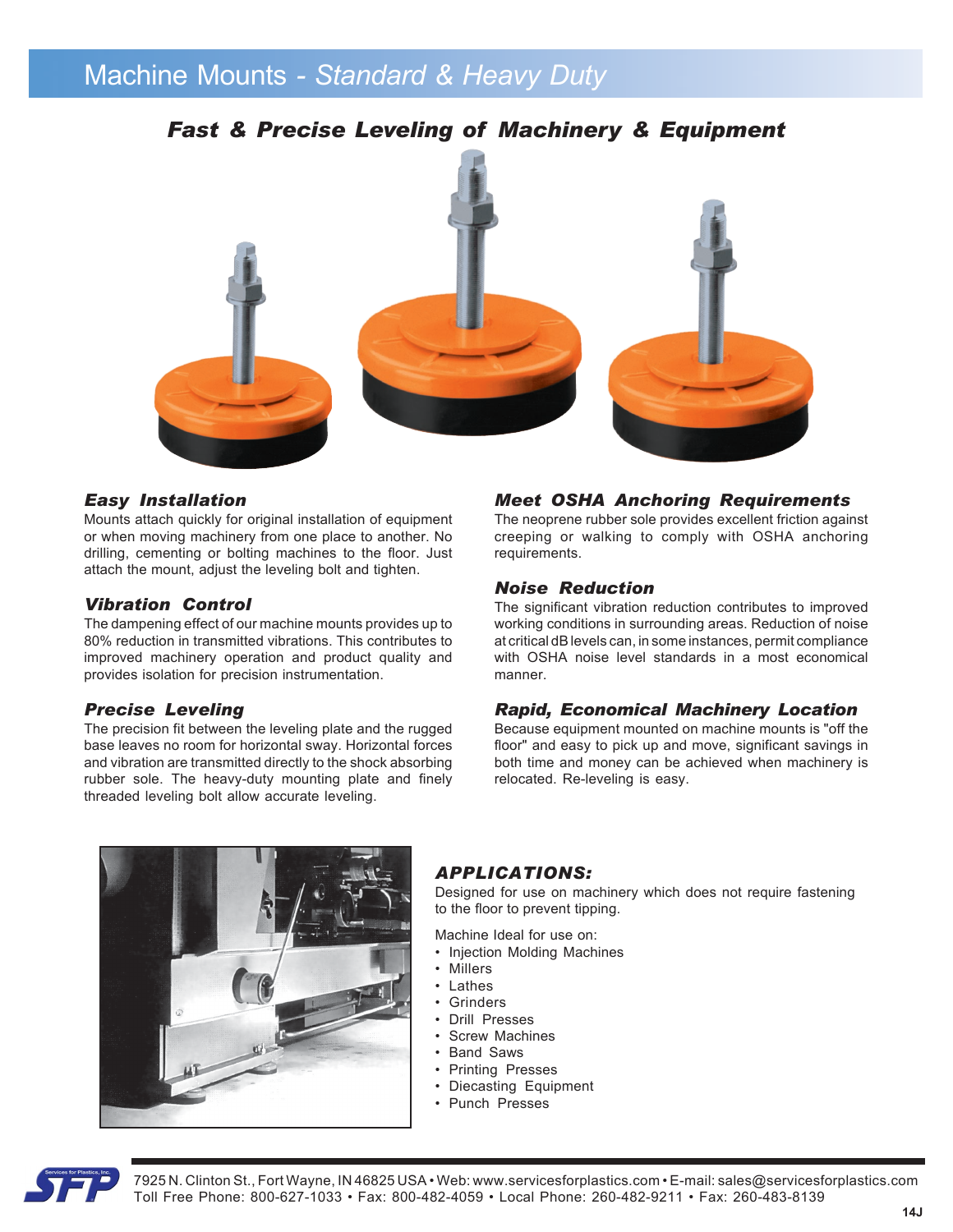# Machine Mounts - *Standard & Heavy Duty*

## *Fast & Precise Leveling of Machinery & Equipment*

### *Easy Installation*

Mounts attach quickly for original installation of equipment or when moving machinery from one place to another. No drilling, cementing or bolting machines to the floor. Just attach the mount, adjust the leveling bolt and tighten.

### *Vibration Control*

The dampening effect of our machine mounts provides up to 80% reduction in transmitted vibrations. This contributes to improved machinery operation and product quality and provides isolation for precision instrumentation.

### *Precise Leveling*

The precision fit between the leveling plate and the rugged base leaves no room for horizontal sway. Horizontal forces and vibration are transmitted directly to the shock absorbing rubber sole. The heavy-duty mounting plate and finely threaded leveling bolt allow accurate leveling.

### *Meet OSHA Anchoring Requirements*

The neoprene rubber sole provides excellent friction against creeping or walking to comply with OSHA anchoring requirements.

### *Noise Reduction*

The significant vibration reduction contributes to improved working conditions in surrounding areas. Reduction of noise at critical dB levels can, in some instances, permit compliance with OSHA noise level standards in a most economical manner.

### *Rapid, Economical Machinery Location*

Because equipment mounted on machine mounts is "off the floor" and easy to pick up and move, significant savings in both time and money can be achieved when machinery is relocated. Re-leveling is easy.

### *APPLICATIONS:*

Designed for use on machinery which does not require fastening to the floor to prevent tipping.

Machine Ideal for use on:

- Injection Molding Machines
- Millers
- Lathes
- Grinders
- Drill Presses
- Screw Machines
- Band Saws
- Printing Presses
- Diecasting Equipment
- Punch Presses

7925 N. Clinton St., Fort Wayne, IN 46825 USA • Web: www.servicesforplastics.com • E-mail: sales@servicesforplastics.com
Toll Free Phone: 800-627-1033 • Fax: 800-482-4059 • Local Phone: 260-482-9211 • Fax: 260-483-8139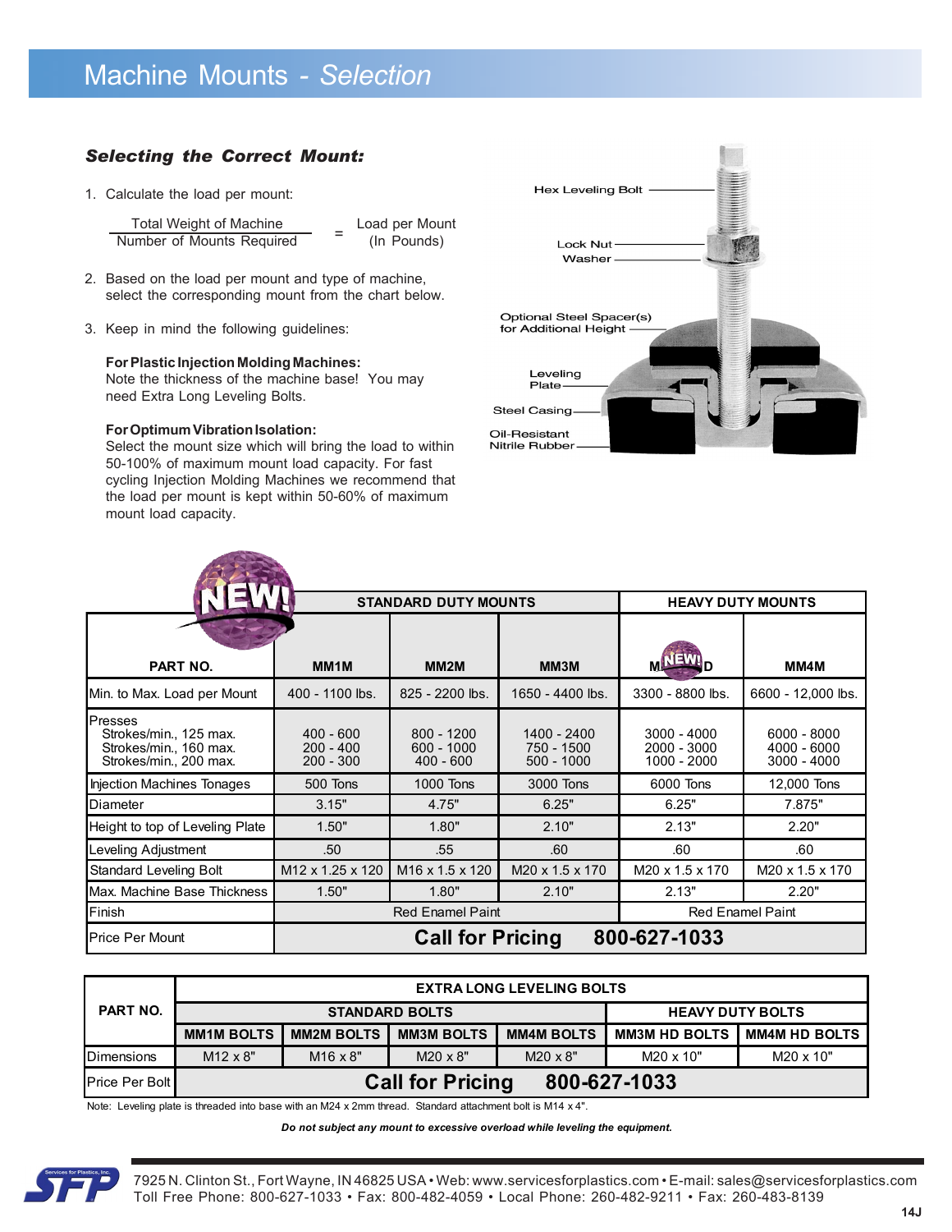# Machine Mounts - *Selection*

### ***Selecting the Correct Mount:***

1. Calculate the load per mount:

$$\frac{\text{Total Weight of Machine}}{\text{Number of Mounts Required}} = \text{Load per Mount (In Pounds)}$$

2. Based on the load per mount and type of machine, select the corresponding mount from the chart below.

3. Keep in mind the following guidelines:

   **For Plastic Injection Molding Machines:**
   Note the thickness of the machine base! You may need Extra Long Leveling Bolts.

   **For Optimum Vibration Isolation:**
   Select the mount size which will bring the load to within 50-100% of maximum mount load capacity. For fast cycling Injection Molding Machines we recommend that the load per mount is kept within 50-60% of maximum mount load capacity.

Hex Leveling Bolt
Lock Nut
Washer
Optional Steel Spacer(s) for Additional Height
Leveling Plate
Steel Casing
Oil-Resistant Nitrile Rubber

| | STANDARD DUTY MOUNTS | | | HEAVY DUTY MOUNTS | |
|---|---|---|---|---|---|
| **PART NO.** | **MM1M** | **MM2M** | **MM3M** | **M NEW! D** | **MM4M** |
| Min. to Max. Load per Mount | 400 - 1100 lbs. | 825 - 2200 lbs. | 1650 - 4400 lbs. | 3300 - 8800 lbs. | 6600 - 12,000 lbs. |
| Presses<br>Strokes/min., 125 max.<br>Strokes/min., 160 max.<br>Strokes/min., 200 max. | <br>400 - 600<br>200 - 400<br>200 - 300 | <br>800 - 1200<br>600 - 1000<br>400 - 600 | <br>1400 - 2400<br>750 - 1500<br>500 - 1000 | <br>3000 - 4000<br>2000 - 3000<br>1000 - 2000 | <br>6000 - 8000<br>4000 - 6000<br>3000 - 4000 |
| Injection Machines Tonages | 500 Tons | 1000 Tons | 3000 Tons | 6000 Tons | 12,000 Tons |
| Diameter | 3.15" | 4.75" | 6.25" | 6.25" | 7.875" |
| Height to top of Leveling Plate | 1.50" | 1.80" | 2.10" | 2.13" | 2.20" |
| Leveling Adjustment | .50 | .55 | .60 | .60 | .60 |
| Standard Leveling Bolt | M12 x 1.25 x 120 | M16 x 1.5 x 120 | M20 x 1.5 x 170 | M20 x 1.5 x 170 | M20 x 1.5 x 170 |
| Max. Machine Base Thickness | 1.50" | 1.80" | 2.10" | 2.13" | 2.20" |
| Finish | Red Enamel Paint | | | Red Enamel Paint | |
| Price Per Mount | **Call for Pricing 800-627-1033** | | | | |

| **PART NO.** | EXTRA LONG LEVELING BOLTS | | | | | |
|---|---|---|---|---|---|---|
| | STANDARD BOLTS | | | | HEAVY DUTY BOLTS | |
| | **MM1M BOLTS** | **MM2M BOLTS** | **MM3M BOLTS** | **MM4M BOLTS** | **MM3M HD BOLTS** | **MM4M HD BOLTS** |
| Dimensions | M12 x 8" | M16 x 8" | M20 x 8" | M20 x 8" | M20 x 10" | M20 x 10" |
| Price Per Bolt | **Call for Pricing 800-627-1033** | | | | | |

Note: Leveling plate is threaded into base with an M24 x 2mm thread. Standard attachment bolt is M14 x 4".

***Do not subject any mount to excessive overload while leveling the equipment.***

7925 N. Clinton St., Fort Wayne, IN 46825 USA • Web: www.servicesforplastics.com • E-mail: sales@servicesforplastics.com
Toll Free Phone: 800-627-1033 • Fax: 800-482-4059 • Local Phone: 260-482-9211 • Fax: 260-483-8139